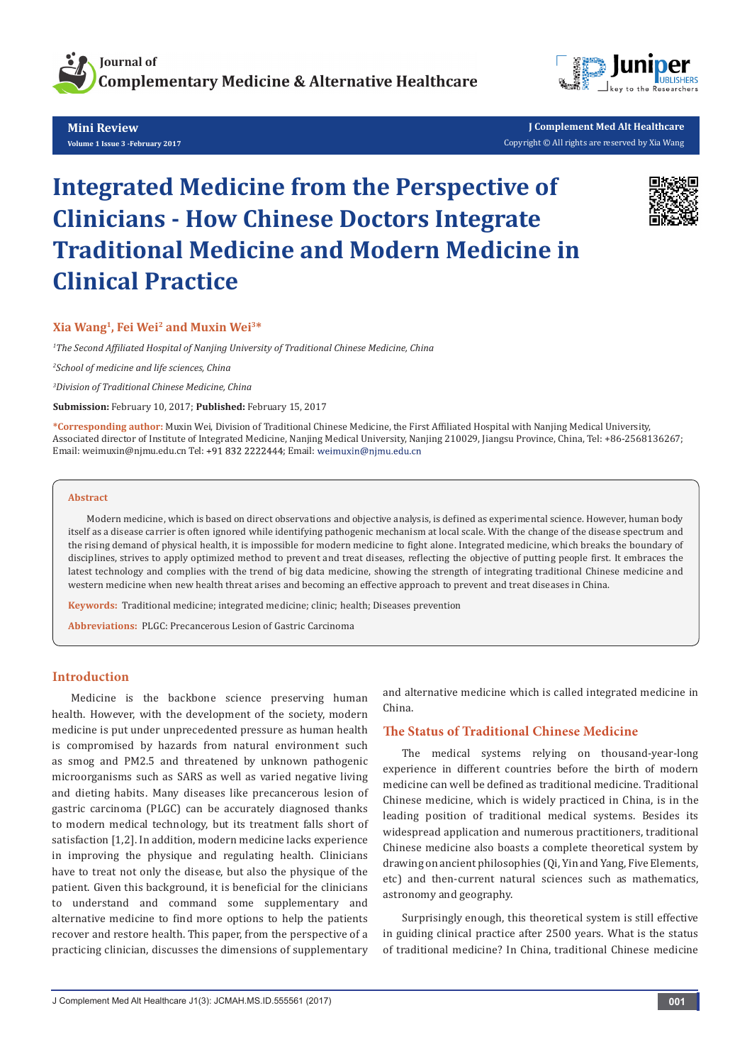Mini Review

# Integrated Medicine from the Perspective of Clinicians - How Chinese Doctors Integrate Traditional Medicine and Modern Medicine in Clinical Practice

**Xia Wang[1], Fei Wei[2] and Muxin Wei[3]***

*[1]The Second Affiliated Hospital of Nanjing University of Traditional Chinese Medicine, China*

*[2]School of medicine and life sciences, China*

*[3]Division of Traditional Chinese Medicine, China*

**Submission:** February 10, 2017; **Published:** February 15, 2017

***Corresponding author:** Muxin Wei, Division of Traditional Chinese Medicine, the First Affiliated Hospital with Nanjing Medical University, Associated director of Institute of Integrated Medicine, Nanjing Medical University, Nanjing 210029, Jiangsu Province, China, Tel: +86-2568136267; Email: weimuxin@njmu.edu.cn Tel: +91 832 2222444; Email: weimuxin@njmu.edu.cn

## Abstract

Modern medicine, which is based on direct observations and objective analysis, is defined as experimental science. However, human body itself as a disease carrier is often ignored while identifying pathogenic mechanism at local scale. With the change of the disease spectrum and the rising demand of physical health, it is impossible for modern medicine to fight alone. Integrated medicine, which breaks the boundary of disciplines, strives to apply optimized method to prevent and treat diseases, reflecting the objective of putting people first. It embraces the latest technology and complies with the trend of big data medicine, showing the strength of integrating traditional Chinese medicine and western medicine when new health threat arises and becoming an effective approach to prevent and treat diseases in China.

**Keywords:** Traditional medicine; integrated medicine; clinic; health; Diseases prevention

**Abbreviations:** PLGC: Precancerous Lesion of Gastric Carcinoma

## Introduction

Medicine is the backbone science preserving human health. However, with the development of the society, modern medicine is put under unprecedented pressure as human health is compromised by hazards from natural environment such as smog and PM2.5 and threatened by unknown pathogenic microorganisms such as SARS as well as varied negative living and dieting habits. Many diseases like precancerous lesion of gastric carcinoma (PLGC) can be accurately diagnosed thanks to modern medical technology, but its treatment falls short of satisfaction [1,2]. In addition, modern medicine lacks experience in improving the physique and regulating health. Clinicians have to treat not only the disease, but also the physique of the patient. Given this background, it is beneficial for the clinicians to understand and command some supplementary and alternative medicine to find more options to help the patients recover and restore health. This paper, from the perspective of a practicing clinician, discusses the dimensions of supplementary and alternative medicine which is called integrated medicine in China.

## The Status of Traditional Chinese Medicine

The medical systems relying on thousand-year-long experience in different countries before the birth of modern medicine can well be defined as traditional medicine. Traditional Chinese medicine, which is widely practiced in China, is in the leading position of traditional medical systems. Besides its widespread application and numerous practitioners, traditional Chinese medicine also boasts a complete theoretical system by drawing on ancient philosophies (Qi, Yin and Yang, Five Elements, etc) and then-current natural sciences such as mathematics, astronomy and geography.

Surprisingly enough, this theoretical system is still effective in guiding clinical practice after 2500 years. What is the status of traditional medicine? In China, traditional Chinese medicine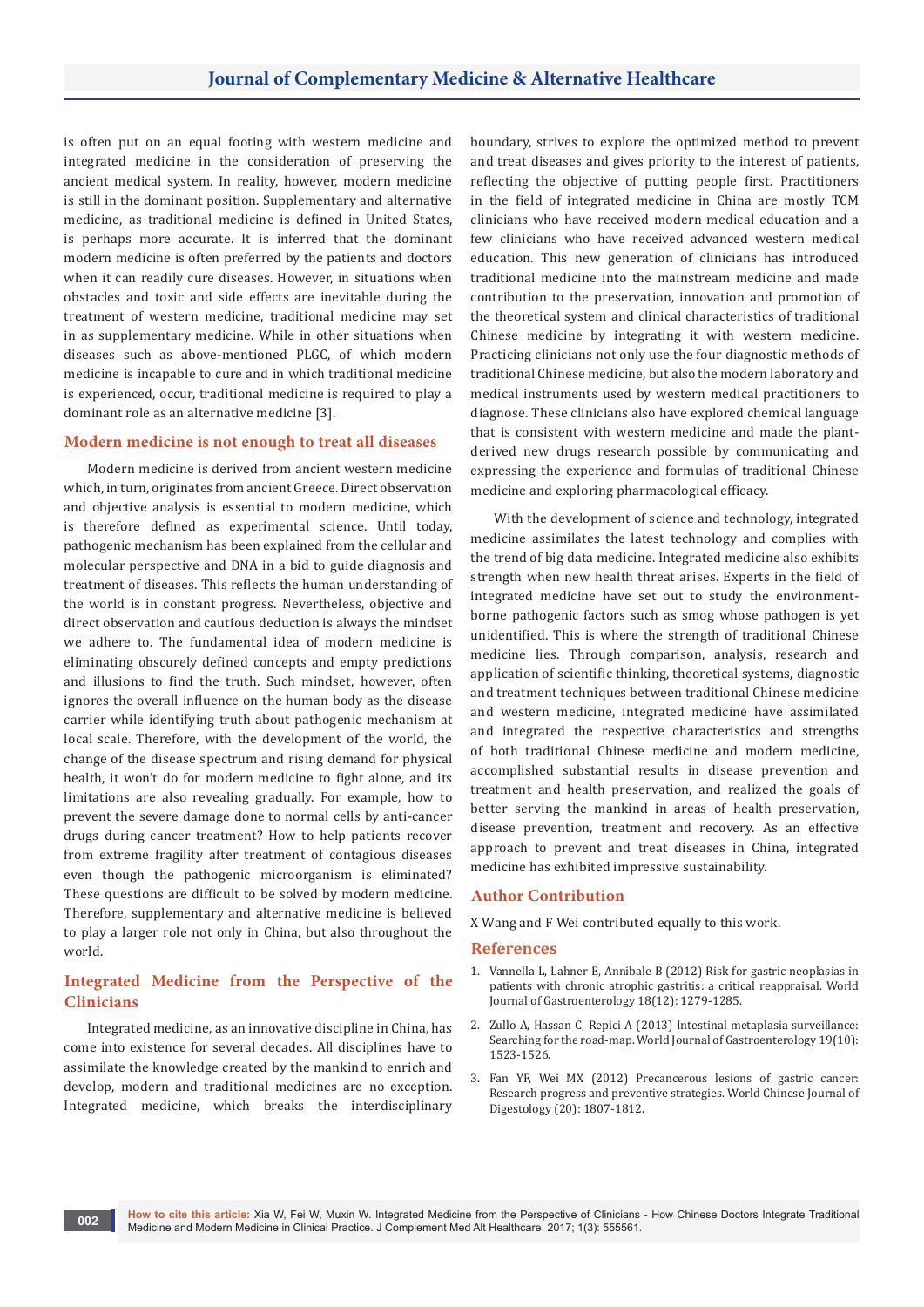is often put on an equal footing with western medicine and integrated medicine in the consideration of preserving the ancient medical system. In reality, however, modern medicine is still in the dominant position. Supplementary and alternative medicine, as traditional medicine is defined in United States, is perhaps more accurate. It is inferred that the dominant modern medicine is often preferred by the patients and doctors when it can readily cure diseases. However, in situations when obstacles and toxic and side effects are inevitable during the treatment of western medicine, traditional medicine may set in as supplementary medicine. While in other situations when diseases such as above-mentioned PLGC, of which modern medicine is incapable to cure and in which traditional medicine is experienced, occur, traditional medicine is required to play a dominant role as an alternative medicine [3].

## Modern medicine is not enough to treat all diseases

Modern medicine is derived from ancient western medicine which, in turn, originates from ancient Greece. Direct observation and objective analysis is essential to modern medicine, which is therefore defined as experimental science. Until today, pathogenic mechanism has been explained from the cellular and molecular perspective and DNA in a bid to guide diagnosis and treatment of diseases. This reflects the human understanding of the world is in constant progress. Nevertheless, objective and direct observation and cautious deduction is always the mindset we adhere to. The fundamental idea of modern medicine is eliminating obscurely defined concepts and empty predictions and illusions to find the truth. Such mindset, however, often ignores the overall influence on the human body as the disease carrier while identifying truth about pathogenic mechanism at local scale. Therefore, with the development of the world, the change of the disease spectrum and rising demand for physical health, it won't do for modern medicine to fight alone, and its limitations are also revealing gradually. For example, how to prevent the severe damage done to normal cells by anti-cancer drugs during cancer treatment? How to help patients recover from extreme fragility after treatment of contagious diseases even though the pathogenic microorganism is eliminated? These questions are difficult to be solved by modern medicine. Therefore, supplementary and alternative medicine is believed to play a larger role not only in China, but also throughout the world.

## Integrated Medicine from the Perspective of the Clinicians

Integrated medicine, as an innovative discipline in China, has come into existence for several decades. All disciplines have to assimilate the knowledge created by the mankind to enrich and develop, modern and traditional medicines are no exception. Integrated medicine, which breaks the interdisciplinary boundary, strives to explore the optimized method to prevent and treat diseases and gives priority to the interest of patients, reflecting the objective of putting people first. Practitioners in the field of integrated medicine in China are mostly TCM clinicians who have received modern medical education and a few clinicians who have received advanced western medical education. This new generation of clinicians has introduced traditional medicine into the mainstream medicine and made contribution to the preservation, innovation and promotion of the theoretical system and clinical characteristics of traditional Chinese medicine by integrating it with western medicine. Practicing clinicians not only use the four diagnostic methods of traditional Chinese medicine, but also the modern laboratory and medical instruments used by western medical practitioners to diagnose. These clinicians also have explored chemical language that is consistent with western medicine and made the plant-derived new drugs research possible by communicating and expressing the experience and formulas of traditional Chinese medicine and exploring pharmacological efficacy.

With the development of science and technology, integrated medicine assimilates the latest technology and complies with the trend of big data medicine. Integrated medicine also exhibits strength when new health threat arises. Experts in the field of integrated medicine have set out to study the environment-borne pathogenic factors such as smog whose pathogen is yet unidentified. This is where the strength of traditional Chinese medicine lies. Through comparison, analysis, research and application of scientific thinking, theoretical systems, diagnostic and treatment techniques between traditional Chinese medicine and western medicine, integrated medicine have assimilated and integrated the respective characteristics and strengths of both traditional Chinese medicine and modern medicine, accomplished substantial results in disease prevention and treatment and health preservation, and realized the goals of better serving the mankind in areas of health preservation, disease prevention, treatment and recovery. As an effective approach to prevent and treat diseases in China, integrated medicine has exhibited impressive sustainability.

## Author Contribution

X Wang and F Wei contributed equally to this work.

## References

1. Vannella L, Lahner E, Annibale B (2012) Risk for gastric neoplasias in patients with chronic atrophic gastritis: a critical reappraisal. World Journal of Gastroenterology 18(12): 1279-1285.
2. Zullo A, Hassan C, Repici A (2013) Intestinal metaplasia surveillance: Searching for the road-map. World Journal of Gastroenterology 19(10): 1523-1526.
3. Fan YF, Wei MX (2012) Precancerous lesions of gastric cancer: Research progress and preventive strategies. World Chinese Journal of Digestology (20): 1807-1812.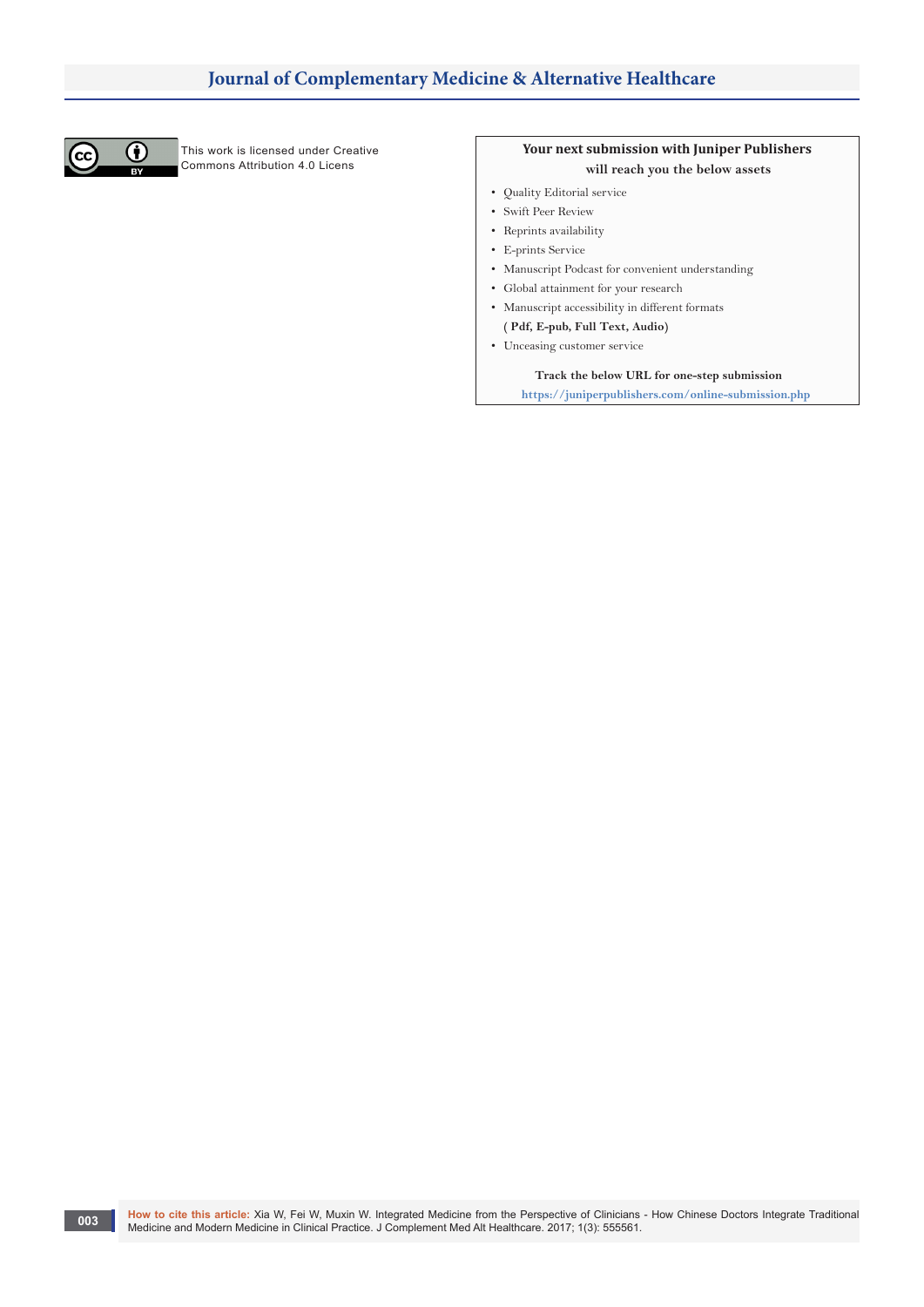This work is licensed under Creative Commons Attribution 4.0 Licens

**Your next submission with Juniper Publishers will reach you the below assets**

- Quality Editorial service
- Swift Peer Review
- Reprints availability
- E-prints Service
- Manuscript Podcast for convenient understanding
- Global attainment for your research
- Manuscript accessibility in different formats
  **( Pdf, E-pub, Full Text, Audio)**
- Unceasing customer service

**Track the below URL for one-step submission**

https://juniperpublishers.com/online-submission.php

**How to cite this article:** Xia W, Fei W, Muxin W. Integrated Medicine from the Perspective of Clinicians - How Chinese Doctors Integrate Traditional Medicine and Modern Medicine in Clinical Practice. J Complement Med Alt Healthcare. 2017; 1(3): 555561.